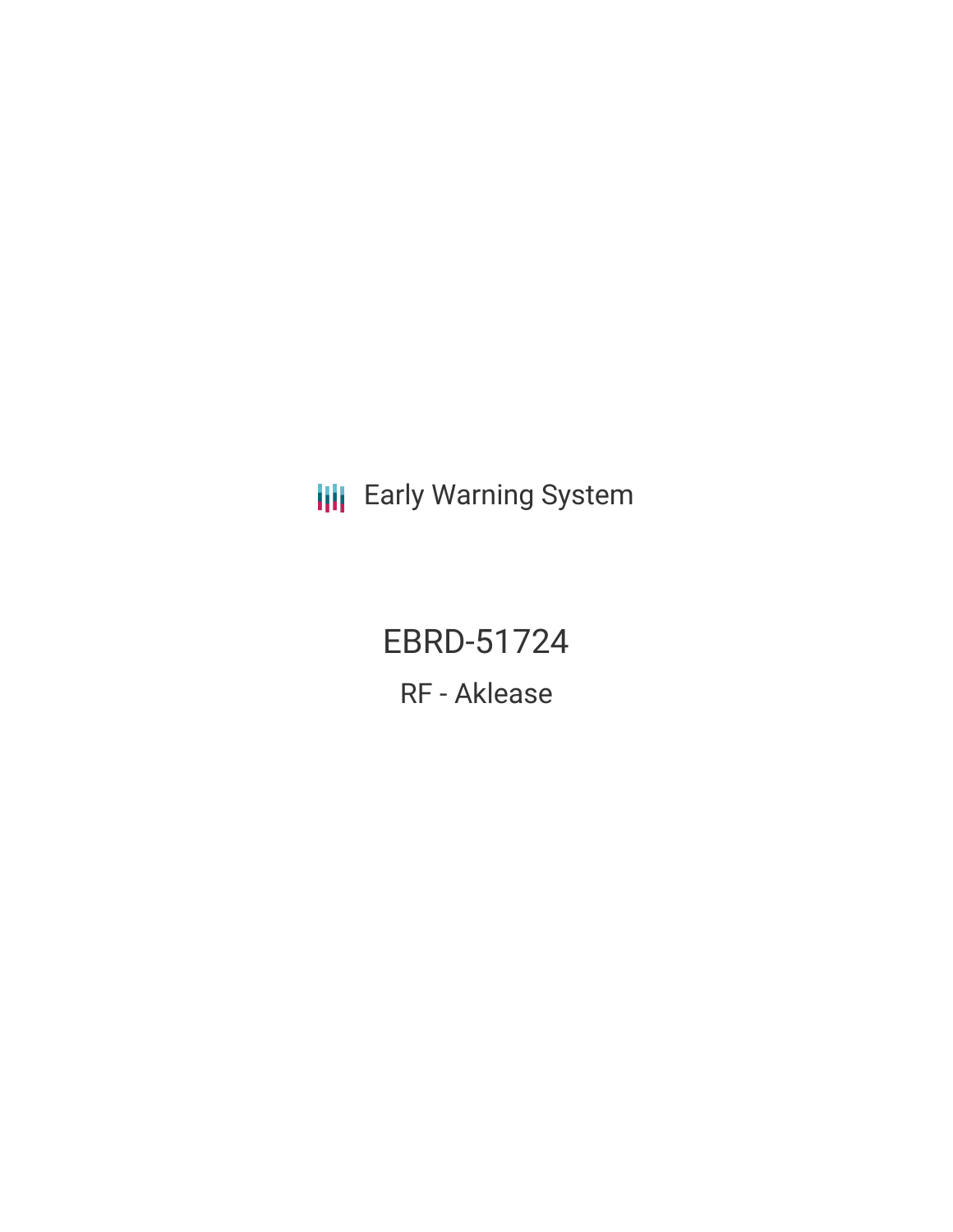Early Warning System

# EBRD-51724

RF - Aklease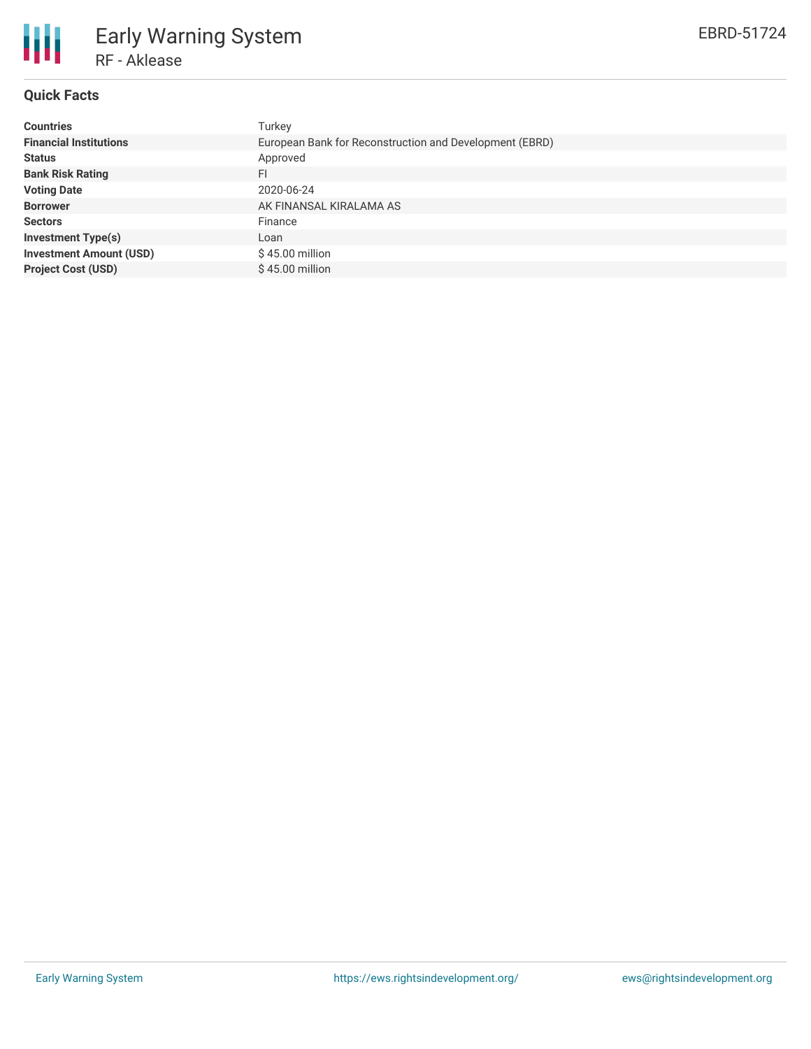# Early Warning System

RF - Aklease

EBRD-51724

## Quick Facts

| | |
|---|---|
| **Countries** | Turkey |
| **Financial Institutions** | European Bank for Reconstruction and Development (EBRD) |
| **Status** | Approved |
| **Bank Risk Rating** | FI |
| **Voting Date** | 2020-06-24 |
| **Borrower** | AK FINANSAL KIRALAMA AS |
| **Sectors** | Finance |
| **Investment Type(s)** | Loan |
| **Investment Amount (USD)** | $ 45.00 million |
| **Project Cost (USD)** | $ 45.00 million |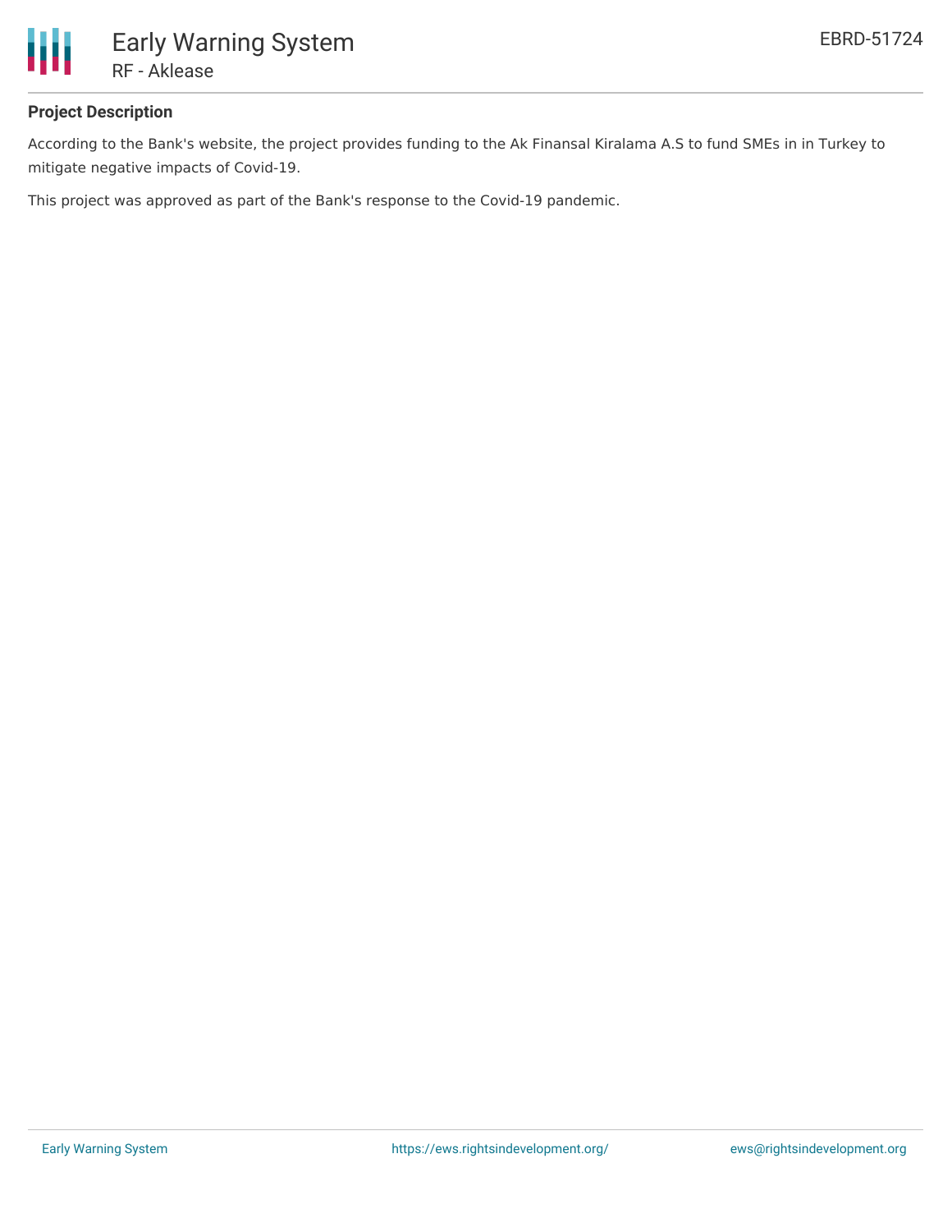## Project Description

According to the Bank's website, the project provides funding to the Ak Finansal Kiralama A.S to fund SMEs in in Turkey to mitigate negative impacts of Covid-19.

This project was approved as part of the Bank's response to the Covid-19 pandemic.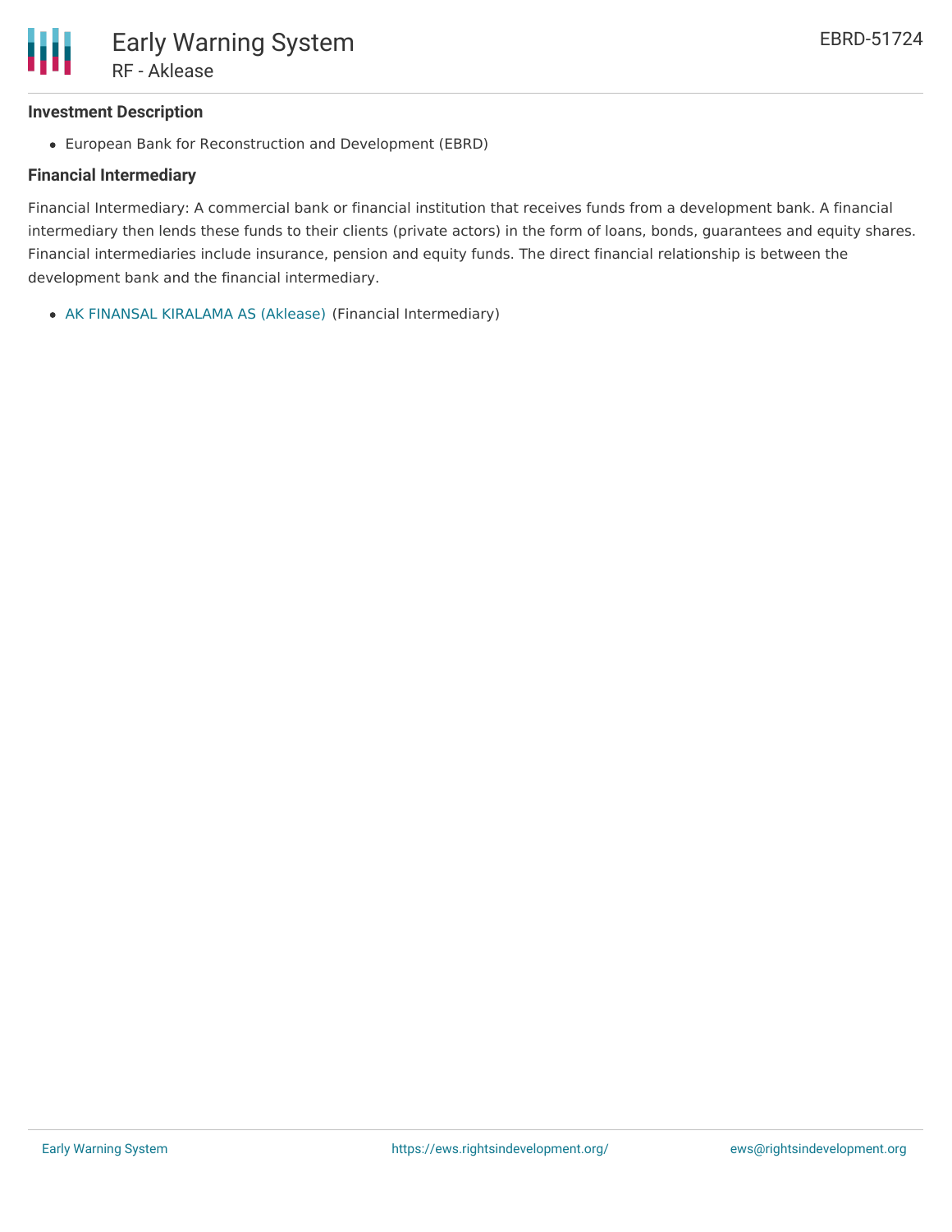### Investment Description

- European Bank for Reconstruction and Development (EBRD)

### Financial Intermediary

Financial Intermediary: A commercial bank or financial institution that receives funds from a development bank. A financial intermediary then lends these funds to their clients (private actors) in the form of loans, bonds, guarantees and equity shares. Financial intermediaries include insurance, pension and equity funds. The direct financial relationship is between the development bank and the financial intermediary.

- AK FINANSAL KIRALAMA AS (Aklease) (Financial Intermediary)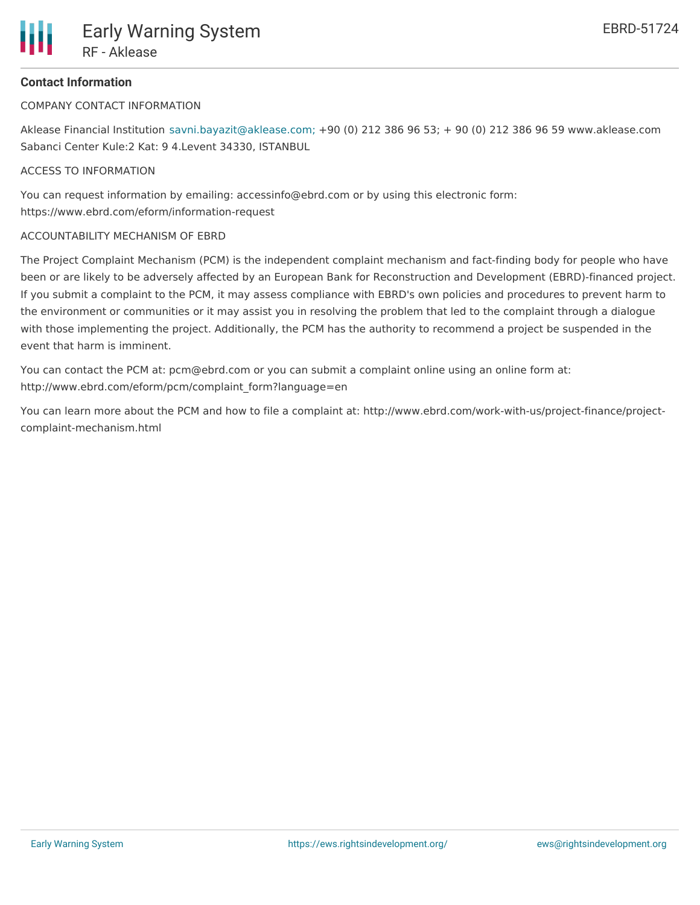### Contact Information

COMPANY CONTACT INFORMATION

Aklease Financial Institution savni.bayazit@aklease.com; +90 (0) 212 386 96 53; + 90 (0) 212 386 96 59 www.aklease.com Sabanci Center Kule:2 Kat: 9 4.Levent 34330, ISTANBUL

ACCESS TO INFORMATION

You can request information by emailing: accessinfo@ebrd.com or by using this electronic form: https://www.ebrd.com/eform/information-request

ACCOUNTABILITY MECHANISM OF EBRD

The Project Complaint Mechanism (PCM) is the independent complaint mechanism and fact-finding body for people who have been or are likely to be adversely affected by an European Bank for Reconstruction and Development (EBRD)-financed project. If you submit a complaint to the PCM, it may assess compliance with EBRD's own policies and procedures to prevent harm to the environment or communities or it may assist you in resolving the problem that led to the complaint through a dialogue with those implementing the project. Additionally, the PCM has the authority to recommend a project be suspended in the event that harm is imminent.

You can contact the PCM at: pcm@ebrd.com or you can submit a complaint online using an online form at: http://www.ebrd.com/eform/pcm/complaint_form?language=en

You can learn more about the PCM and how to file a complaint at: http://www.ebrd.com/work-with-us/project-finance/project-complaint-mechanism.html